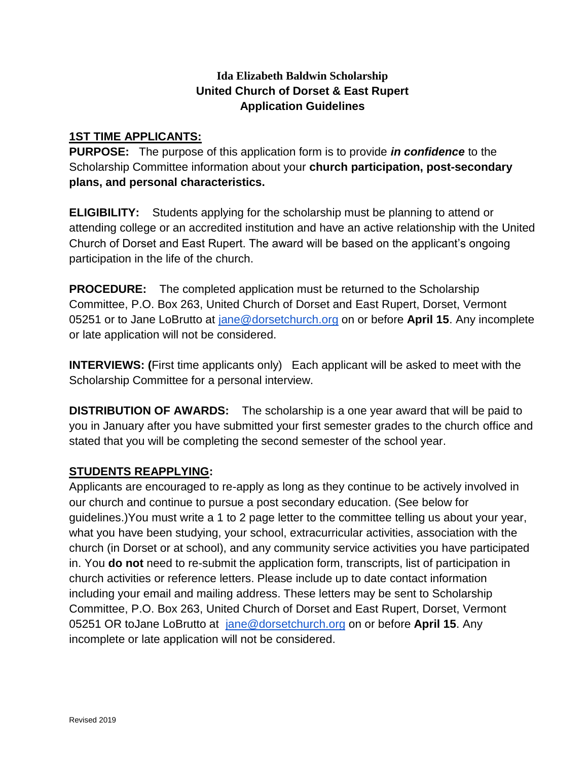**Ida Elizabeth Baldwin Scholarship**
**United Church of Dorset & East Rupert**
**Application Guidelines**

## 1ST TIME APPLICANTS:

**PURPOSE:** The purpose of this application form is to provide ***in confidence*** to the Scholarship Committee information about your **church participation, post-secondary plans, and personal characteristics.**

**ELIGIBILITY:** Students applying for the scholarship must be planning to attend or attending college or an accredited institution and have an active relationship with the United Church of Dorset and East Rupert. The award will be based on the applicant's ongoing participation in the life of the church.

**PROCEDURE:** The completed application must be returned to the Scholarship Committee, P.O. Box 263, United Church of Dorset and East Rupert, Dorset, Vermont 05251 or to Jane LoBrutto at jane@dorsetchurch.org on or before **April 15**. Any incomplete or late application will not be considered.

**INTERVIEWS: (**First time applicants only) Each applicant will be asked to meet with the Scholarship Committee for a personal interview.

**DISTRIBUTION OF AWARDS:** The scholarship is a one year award that will be paid to you in January after you have submitted your first semester grades to the church office and stated that you will be completing the second semester of the school year.

## STUDENTS REAPPLYING:

Applicants are encouraged to re-apply as long as they continue to be actively involved in our church and continue to pursue a post secondary education. (See below for guidelines.)You must write a 1 to 2 page letter to the committee telling us about your year, what you have been studying, your school, extracurricular activities, association with the church (in Dorset or at school), and any community service activities you have participated in. You **do not** need to re-submit the application form, transcripts, list of participation in church activities or reference letters. Please include up to date contact information including your email and mailing address. These letters may be sent to Scholarship Committee, P.O. Box 263, United Church of Dorset and East Rupert, Dorset, Vermont 05251 OR toJane LoBrutto at jane@dorsetchurch.org on or before **April 15**. Any incomplete or late application will not be considered.

Revised 2019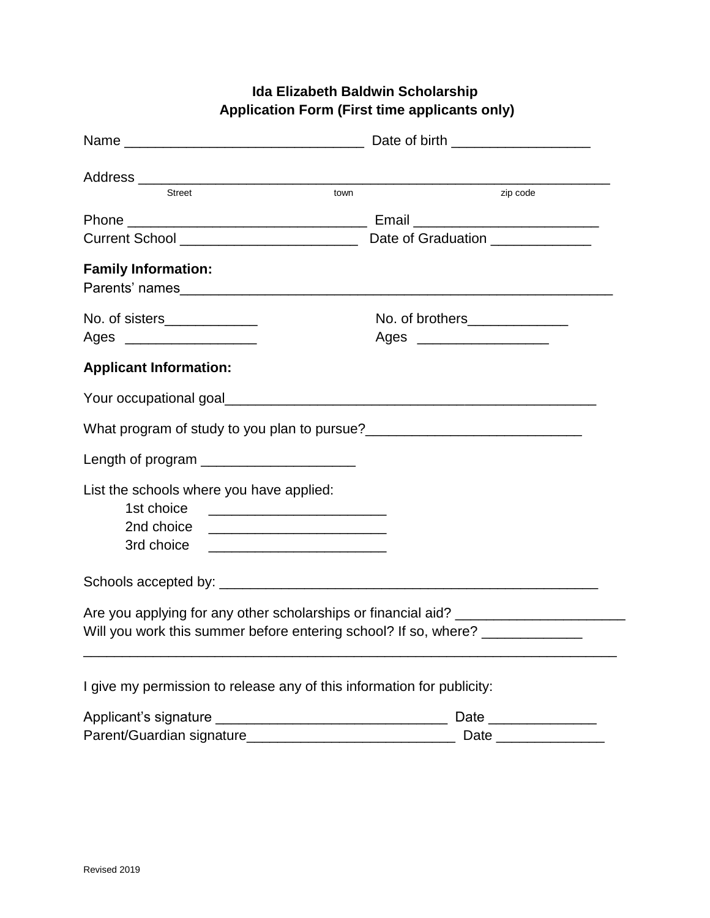**Ida Elizabeth Baldwin Scholarship**
**Application Form (First time applicants only)**

Name ______________________________ Date of birth _________________

Address ___________________________________________________________
Street town zip code

Phone ______________________________ Email ________________________
Current School ______________________ Date of Graduation _____________

**Family Information:**
Parents' names________________________________________________________

No. of sisters____________ No. of brothers_____________
Ages ________________ Ages ________________

**Applicant Information:**

Your occupational goal________________________________________________

What program of study to you plan to pursue?___________________________

Length of program ___________________

List the schools where you have applied:

1st choice ______________________
2nd choice ______________________
3rd choice ______________________

Schools accepted by: _______________________________________________

Are you applying for any other scholarships or financial aid? _____________________
Will you work this summer before entering school? If so, where? _____________
_____________________________________________________________________

I give my permission to release any of this information for publicity:

Applicant's signature _____________________________ Date _____________
Parent/Guardian signature__________________________ Date _____________

Revised 2019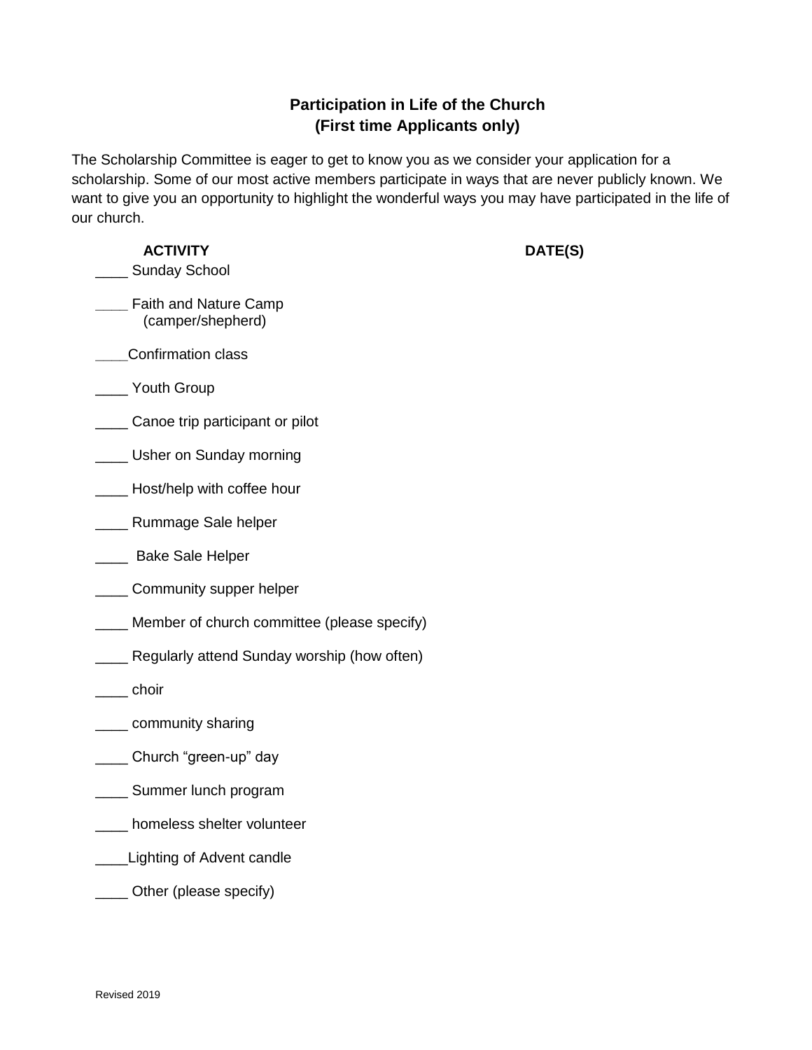## Participation in Life of the Church
## (First time Applicants only)

The Scholarship Committee is eager to get to know you as we consider your application for a scholarship. Some of our most active members participate in ways that are never publicly known. We want to give you an opportunity to highlight the wonderful ways you may have participated in the life of our church.

| ACTIVITY | DATE(S) |
|---|---|
| ____ Sunday School | |
| ____ Faith and Nature Camp (camper/shepherd) | |
| ____Confirmation class | |
| ____ Youth Group | |
| ____ Canoe trip participant or pilot | |
| ____ Usher on Sunday morning | |
| ____ Host/help with coffee hour | |
| ____ Rummage Sale helper | |
| ____ Bake Sale Helper | |
| ____ Community supper helper | |
| ____ Member of church committee (please specify) | |
| ____ Regularly attend Sunday worship (how often) | |
| ____ choir | |
| ____ community sharing | |
| ____ Church “green-up” day | |
| ____ Summer lunch program | |
| ____ homeless shelter volunteer | |
| ____Lighting of Advent candle | |
| ____ Other (please specify) | |

Revised 2019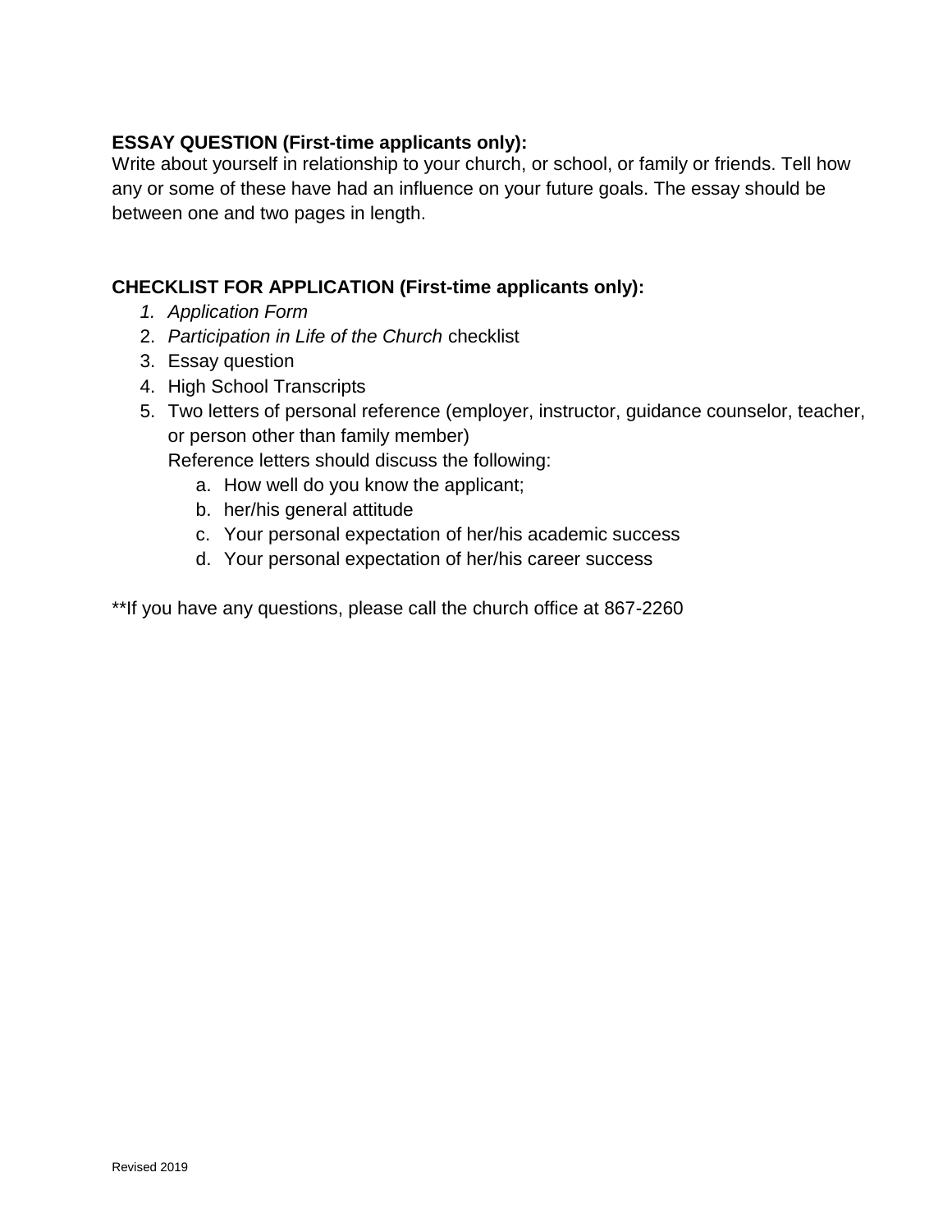**ESSAY QUESTION (First-time applicants only):**
Write about yourself in relationship to your church, or school, or family or friends. Tell how any or some of these have had an influence on your future goals. The essay should be between one and two pages in length.

**CHECKLIST FOR APPLICATION (First-time applicants only):**

1. *Application Form*
2. *Participation in Life of the Church* checklist
3. Essay question
4. High School Transcripts
5. Two letters of personal reference (employer, instructor, guidance counselor, teacher, or person other than family member)
   Reference letters should discuss the following:
   a. How well do you know the applicant;
   b. her/his general attitude
   c. Your personal expectation of her/his academic success
   d. Your personal expectation of her/his career success

**If you have any questions, please call the church office at 867-2260

Revised 2019